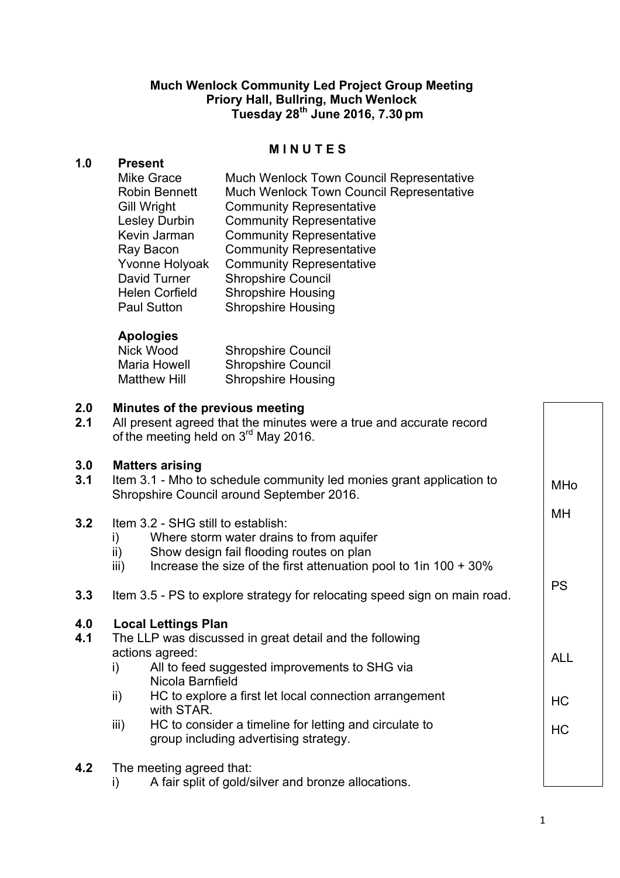**Much Wenlock Community Led Project Group Meeting**
**Priory Hall, Bullring, Much Wenlock**
**Tuesday 28th June 2016, 7.30 pm**

# M I N U T E S

## 1.0 Present

| | |
|---|---|
| Mike Grace | Much Wenlock Town Council Representative |
| Robin Bennett | Much Wenlock Town Council Representative |
| Gill Wright | Community Representative |
| Lesley Durbin | Community Representative |
| Kevin Jarman | Community Representative |
| Ray Bacon | Community Representative |
| Yvonne Holyoak | Community Representative |
| David Turner | Shropshire Council |
| Helen Corfield | Shropshire Housing |
| Paul Sutton | Shropshire Housing |

**Apologies**

| | |
|---|---|
| Nick Wood | Shropshire Council |
| Maria Howell | Shropshire Council |
| Matthew Hill | Shropshire Housing |

## 2.0 Minutes of the previous meeting

**2.1** All present agreed that the minutes were a true and accurate record of the meeting held on 3rd May 2016.

## 3.0 Matters arising

**3.1** Item 3.1 - Mho to schedule community led monies grant application to Shropshire Council around September 2016. — **MHo**

**3.2** Item 3.2 - SHG still to establish: — **MH**

i) Where storm water drains to from aquifer
ii) Show design fail flooding routes on plan
iii) Increase the size of the first attenuation pool to 1in 100 + 30%

**3.3** Item 3.5 - PS to explore strategy for relocating speed sign on main road. — **PS**

## 4.0 Local Lettings Plan

**4.1** The LLP was discussed in great detail and the following actions agreed:

i) All to feed suggested improvements to SHG via Nicola Barnfield — **ALL**
ii) HC to explore a first let local connection arrangement with STAR. — **HC**
iii) HC to consider a timeline for letting and circulate to group including advertising strategy. — **HC**

**4.2** The meeting agreed that:

i) A fair split of gold/silver and bronze allocations.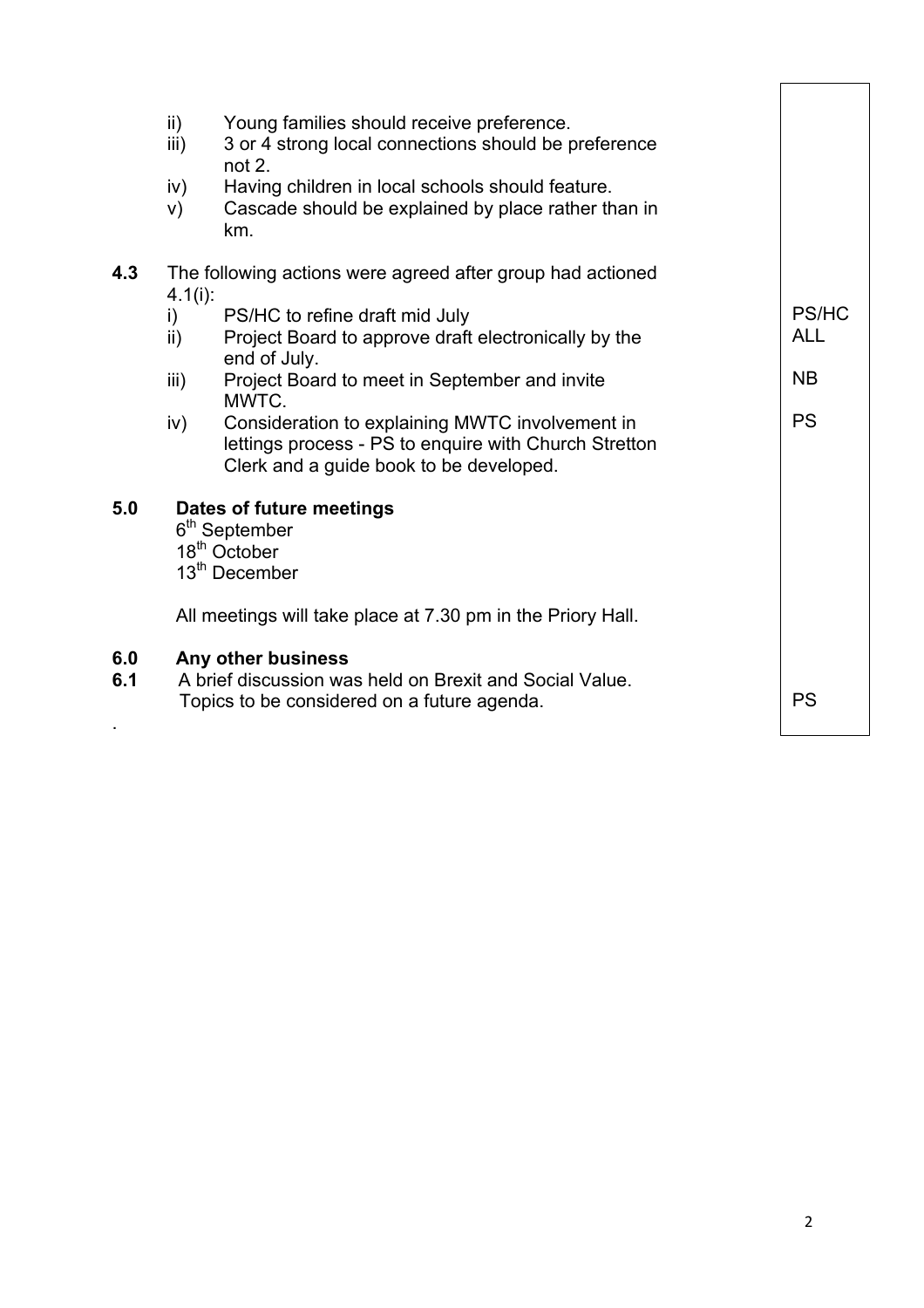ii) Young families should receive preference.

iii) 3 or 4 strong local connections should be preference not 2.

iv) Having children in local schools should feature.

v) Cascade should be explained by place rather than in km.

**4.3** The following actions were agreed after group had actioned 4.1(i):

| | | |
|---|---|---|
| i) | PS/HC to refine draft mid July | PS/HC |
| ii) | Project Board to approve draft electronically by the end of July. | ALL |
| iii) | Project Board to meet in September and invite MWTC. | NB |
| iv) | Consideration to explaining MWTC involvement in lettings process - PS to enquire with Church Stretton Clerk and a guide book to be developed. | PS |

**5.0 Dates of future meetings**

6th September
18th October
13th December

All meetings will take place at 7.30 pm in the Priory Hall.

**6.0 Any other business**

**6.1** A brief discussion was held on Brexit and Social Value. Topics to be considered on a future agenda. — PS

.